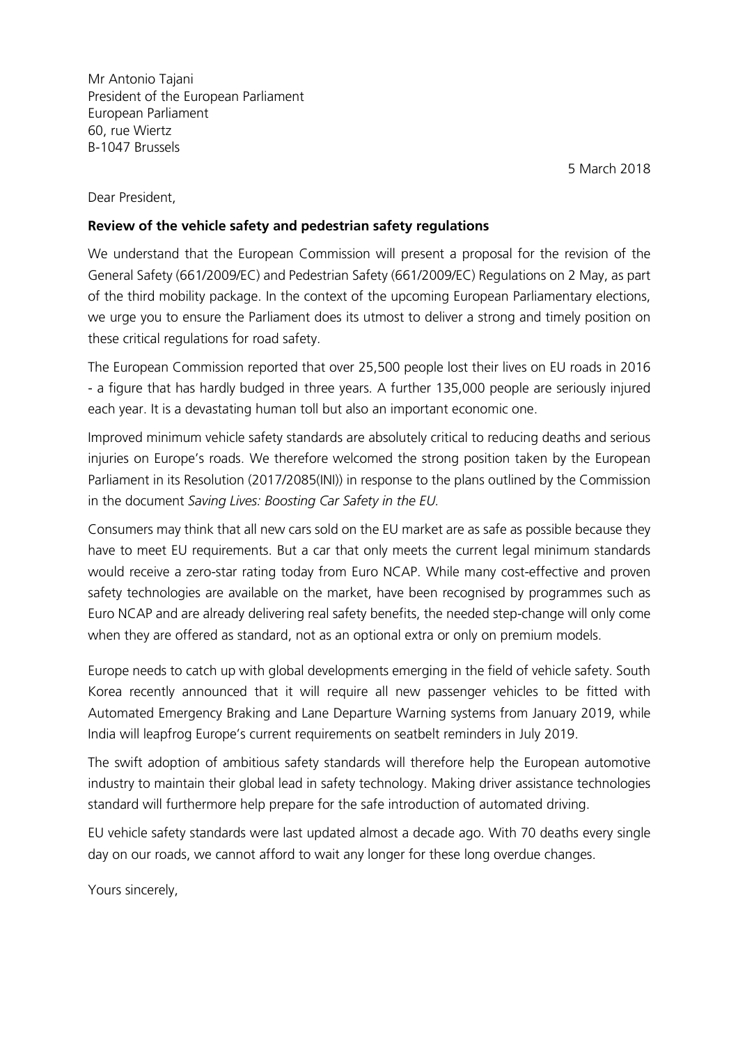Mr Antonio Tajani
President of the European Parliament
European Parliament
60, rue Wiertz
B-1047 Brussels

5 March 2018

Dear President,

**Review of the vehicle safety and pedestrian safety regulations**

We understand that the European Commission will present a proposal for the revision of the General Safety (661/2009/EC) and Pedestrian Safety (661/2009/EC) Regulations on 2 May, as part of the third mobility package. In the context of the upcoming European Parliamentary elections, we urge you to ensure the Parliament does its utmost to deliver a strong and timely position on these critical regulations for road safety.

The European Commission reported that over 25,500 people lost their lives on EU roads in 2016 - a figure that has hardly budged in three years. A further 135,000 people are seriously injured each year. It is a devastating human toll but also an important economic one.

Improved minimum vehicle safety standards are absolutely critical to reducing deaths and serious injuries on Europe's roads. We therefore welcomed the strong position taken by the European Parliament in its Resolution (2017/2085(INI)) in response to the plans outlined by the Commission in the document *Saving Lives: Boosting Car Safety in the EU.*

Consumers may think that all new cars sold on the EU market are as safe as possible because they have to meet EU requirements. But a car that only meets the current legal minimum standards would receive a zero-star rating today from Euro NCAP. While many cost-effective and proven safety technologies are available on the market, have been recognised by programmes such as Euro NCAP and are already delivering real safety benefits, the needed step-change will only come when they are offered as standard, not as an optional extra or only on premium models.

Europe needs to catch up with global developments emerging in the field of vehicle safety. South Korea recently announced that it will require all new passenger vehicles to be fitted with Automated Emergency Braking and Lane Departure Warning systems from January 2019, while India will leapfrog Europe's current requirements on seatbelt reminders in July 2019.

The swift adoption of ambitious safety standards will therefore help the European automotive industry to maintain their global lead in safety technology. Making driver assistance technologies standard will furthermore help prepare for the safe introduction of automated driving.

EU vehicle safety standards were last updated almost a decade ago. With 70 deaths every single day on our roads, we cannot afford to wait any longer for these long overdue changes.

Yours sincerely,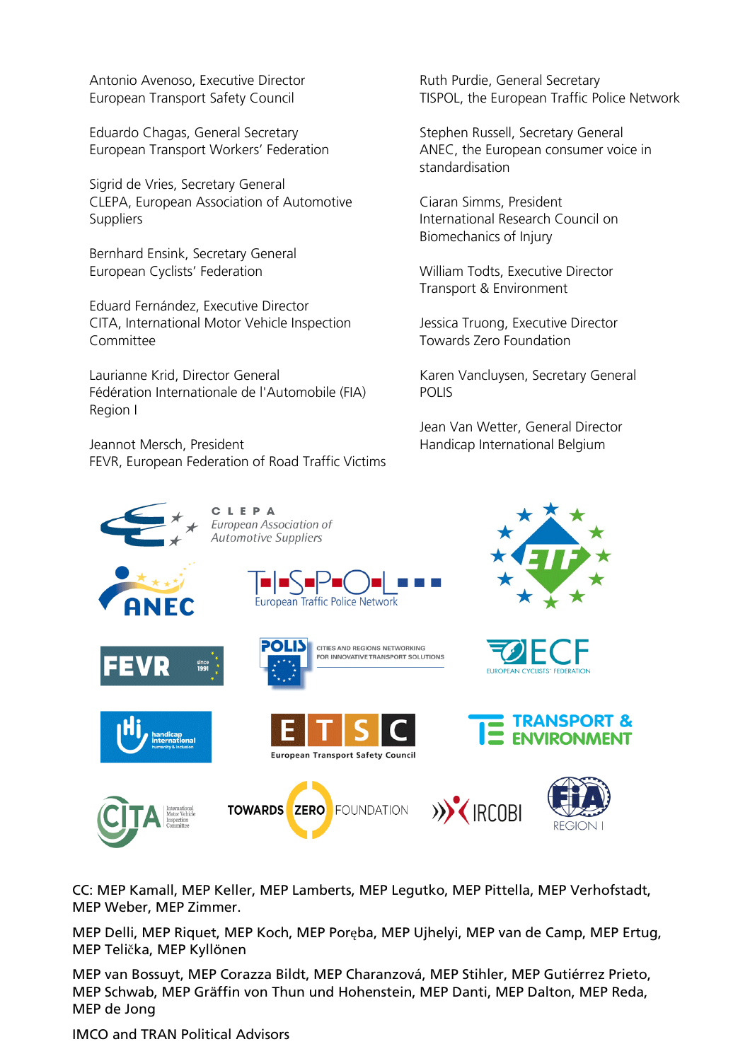Antonio Avenoso, Executive Director
European Transport Safety Council

Eduardo Chagas, General Secretary
European Transport Workers' Federation

Sigrid de Vries, Secretary General
CLEPA, European Association of Automotive Suppliers

Bernhard Ensink, Secretary General
European Cyclists' Federation

Eduard Fernández, Executive Director
CITA, International Motor Vehicle Inspection Committee

Laurianne Krid, Director General
Fédération Internationale de l'Automobile (FIA) Region I

Jeannot Mersch, President
FEVR, European Federation of Road Traffic Victims

Ruth Purdie, General Secretary
TISPOL, the European Traffic Police Network

Stephen Russell, Secretary General
ANEC, the European consumer voice in standardisation

Ciaran Simms, President
International Research Council on Biomechanics of Injury

William Todts, Executive Director
Transport & Environment

Jessica Truong, Executive Director
Towards Zero Foundation

Karen Vancluysen, Secretary General
POLIS

Jean Van Wetter, General Director
Handicap International Belgium

CC: MEP Kamall, MEP Keller, MEP Lamberts, MEP Legutko, MEP Pittella, MEP Verhofstadt, MEP Weber, MEP Zimmer.

MEP Delli, MEP Riquet, MEP Koch, MEP Poręba, MEP Ujhelyi, MEP van de Camp, MEP Ertug, MEP Telička, MEP Kyllönen

MEP van Bossuyt, MEP Corazza Bildt, MEP Charanzová, MEP Stihler, MEP Gutiérrez Prieto, MEP Schwab, MEP Gräffin von Thun und Hohenstein, MEP Danti, MEP Dalton, MEP Reda, MEP de Jong

IMCO and TRAN Political Advisors